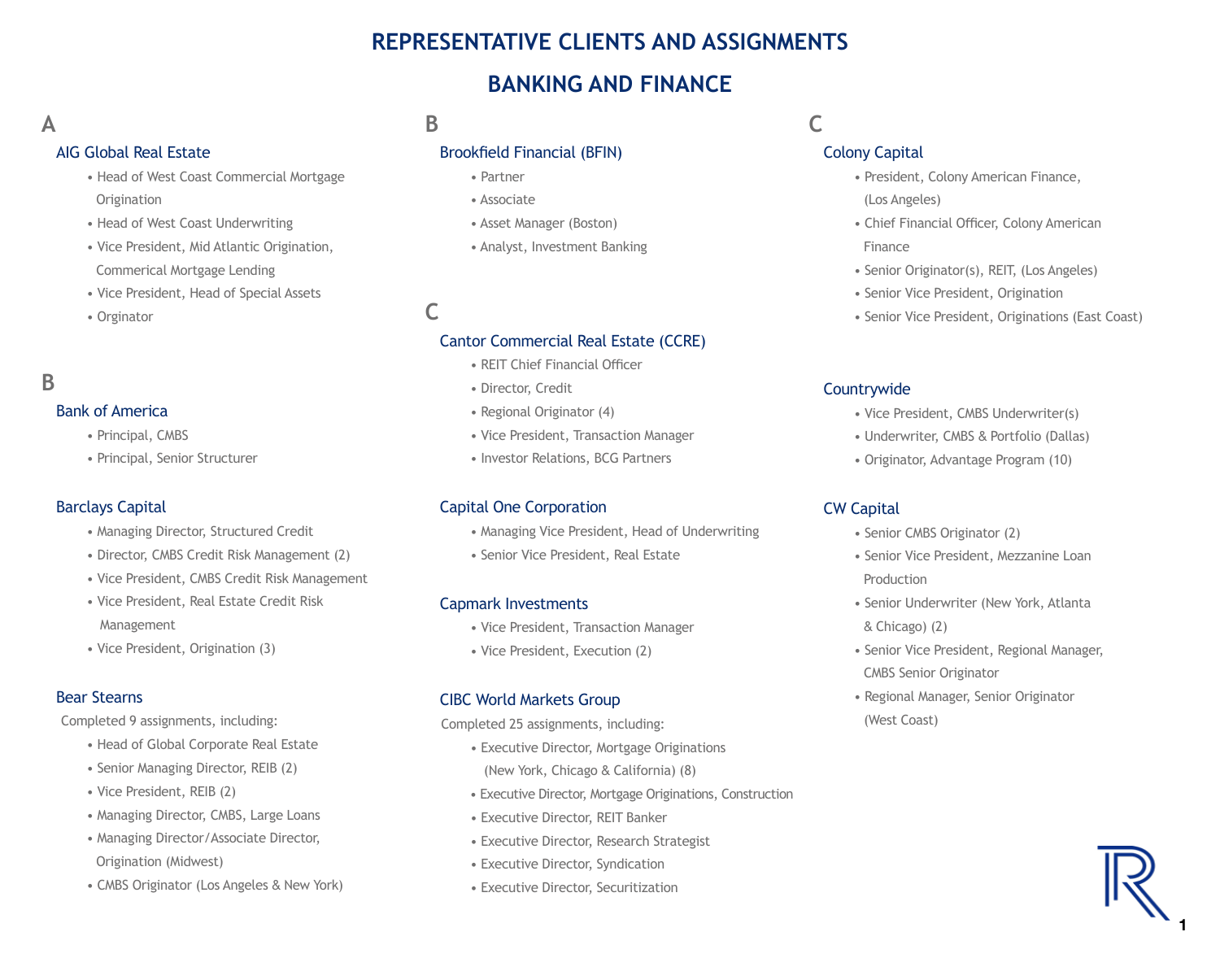# REPRESENTATIVE CLIENTS AND ASSIGNMENTS

## BANKING AND FINANCE

### A

#### AIG Global Real Estate

- Head of West Coast Commercial Mortgage Origination
- Head of West Coast Underwriting
- Vice President, Mid Atlantic Origination, Commerical Mortgage Lending
- Vice President, Head of Special Assets
- Orginator

### B

#### Bank of America

- Principal, CMBS
- Principal, Senior Structurer

#### Barclays Capital

- Managing Director, Structured Credit
- Director, CMBS Credit Risk Management (2)
- Vice President, CMBS Credit Risk Management
- Vice President, Real Estate Credit Risk Management
- Vice President, Origination (3)

#### Bear Stearns

Completed 9 assignments, including:

- Head of Global Corporate Real Estate
- Senior Managing Director, REIB (2)
- Vice President, REIB (2)
- Managing Director, CMBS, Large Loans
- Managing Director/Associate Director, Origination (Midwest)
- CMBS Originator (Los Angeles & New York)

### B

#### Brookfield Financial (BFIN)

- Partner
- Associate
- Asset Manager (Boston)
- Analyst, Investment Banking

### C

#### Cantor Commercial Real Estate (CCRE)

- REIT Chief Financial Officer
- Director, Credit
- Regional Originator (4)
- Vice President, Transaction Manager
- Investor Relations, BCG Partners

#### Capital One Corporation

- Managing Vice President, Head of Underwriting
- Senior Vice President, Real Estate

#### Capmark Investments

- Vice President, Transaction Manager
- Vice President, Execution (2)

#### CIBC World Markets Group

Completed 25 assignments, including:

- Executive Director, Mortgage Originations (New York, Chicago & California) (8)
- Executive Director, Mortgage Originations, Construction
- Executive Director, REIT Banker
- Executive Director, Research Strategist
- Executive Director, Syndication
- Executive Director, Securitization

### C

#### Colony Capital

- President, Colony American Finance, (Los Angeles)
- Chief Financial Officer, Colony American Finance
- Senior Originator(s), REIT, (Los Angeles)
- Senior Vice President, Origination
- Senior Vice President, Originations (East Coast)

#### Countrywide

- Vice President, CMBS Underwriter(s)
- Underwriter, CMBS & Portfolio (Dallas)
- Originator, Advantage Program (10)

#### CW Capital

- Senior CMBS Originator (2)
- Senior Vice President, Mezzanine Loan Production
- Senior Underwriter (New York, Atlanta & Chicago) (2)
- Senior Vice President, Regional Manager, CMBS Senior Originator
- Regional Manager, Senior Originator (West Coast)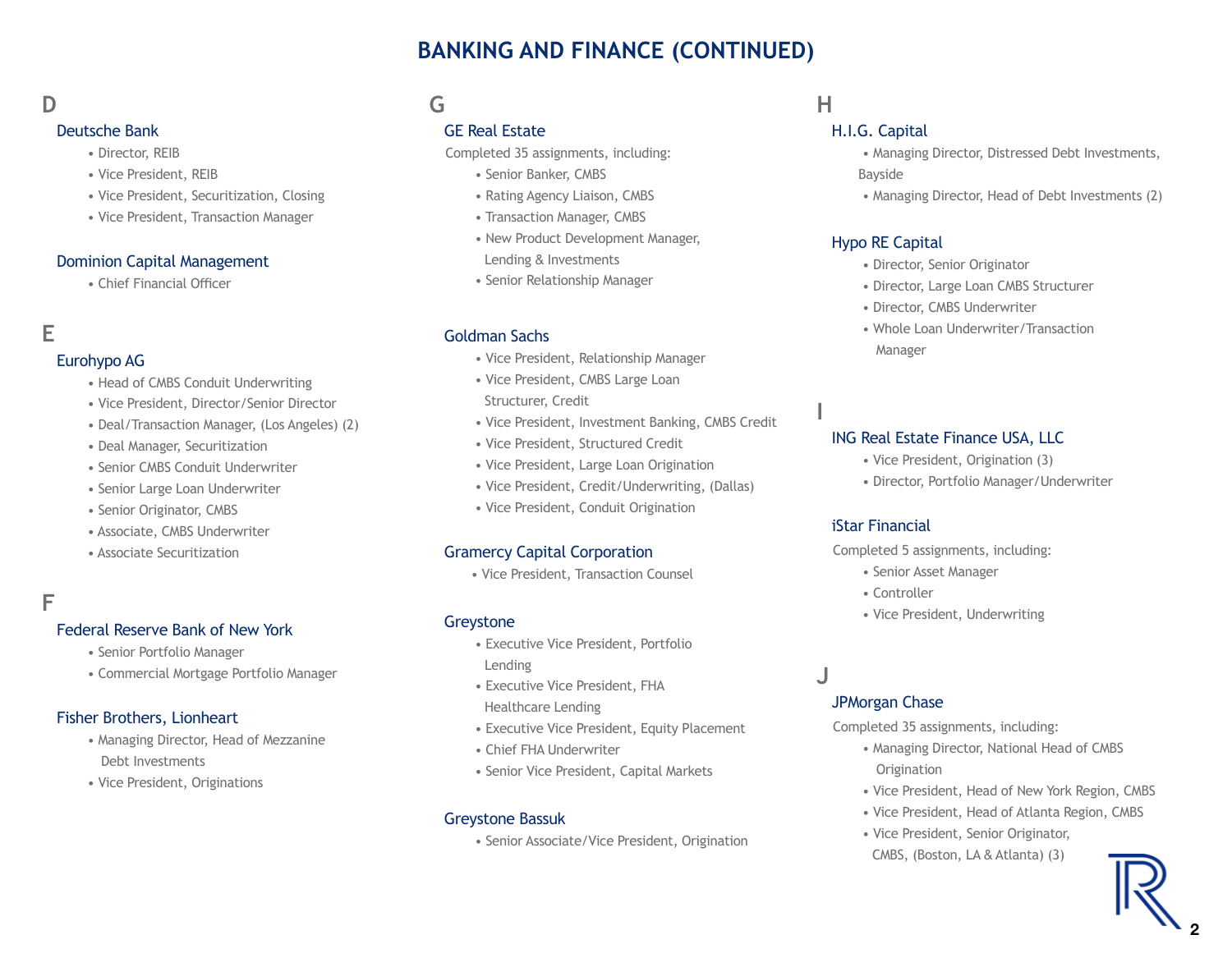# BANKING AND FINANCE (CONTINUED)

## D

### Deutsche Bank

- Director, REIB
- Vice President, REIB
- Vice President, Securitization, Closing
- Vice President, Transaction Manager

### Dominion Capital Management

- Chief Financial Officer

## E

### Eurohypo AG

- Head of CMBS Conduit Underwriting
- Vice President, Director/Senior Director
- Deal/Transaction Manager, (Los Angeles) (2)
- Deal Manager, Securitization
- Senior CMBS Conduit Underwriter
- Senior Large Loan Underwriter
- Senior Originator, CMBS
- Associate, CMBS Underwriter
- Associate Securitization

## F

### Federal Reserve Bank of New York

- Senior Portfolio Manager
- Commercial Mortgage Portfolio Manager

### Fisher Brothers, Lionheart

- Managing Director, Head of Mezzanine Debt Investments
- Vice President, Originations

## G

### GE Real Estate

Completed 35 assignments, including:

- Senior Banker, CMBS
- Rating Agency Liaison, CMBS
- Transaction Manager, CMBS
- New Product Development Manager, Lending & Investments
- Senior Relationship Manager

### Goldman Sachs

- Vice President, Relationship Manager
- Vice President, CMBS Large Loan Structurer, Credit
- Vice President, Investment Banking, CMBS Credit
- Vice President, Structured Credit
- Vice President, Large Loan Origination
- Vice President, Credit/Underwriting, (Dallas)
- Vice President, Conduit Origination

### Gramercy Capital Corporation

- Vice President, Transaction Counsel

### Greystone

- Executive Vice President, Portfolio Lending
- Executive Vice President, FHA Healthcare Lending
- Executive Vice President, Equity Placement
- Chief FHA Underwriter
- Senior Vice President, Capital Markets

### Greystone Bassuk

- Senior Associate/Vice President, Origination

## H

### H.I.G. Capital

- Managing Director, Distressed Debt Investments, Bayside
- Managing Director, Head of Debt Investments (2)

### Hypo RE Capital

- Director, Senior Originator
- Director, Large Loan CMBS Structurer
- Director, CMBS Underwriter
- Whole Loan Underwriter/Transaction Manager

## I

### ING Real Estate Finance USA, LLC

- Vice President, Origination (3)
- Director, Portfolio Manager/Underwriter

### iStar Financial

Completed 5 assignments, including:

- Senior Asset Manager
- Controller
- Vice President, Underwriting

## J

### JPMorgan Chase

Completed 35 assignments, including:

- Managing Director, National Head of CMBS Origination
- Vice President, Head of New York Region, CMBS
- Vice President, Head of Atlanta Region, CMBS
- Vice President, Senior Originator, CMBS, (Boston, LA & Atlanta) (3)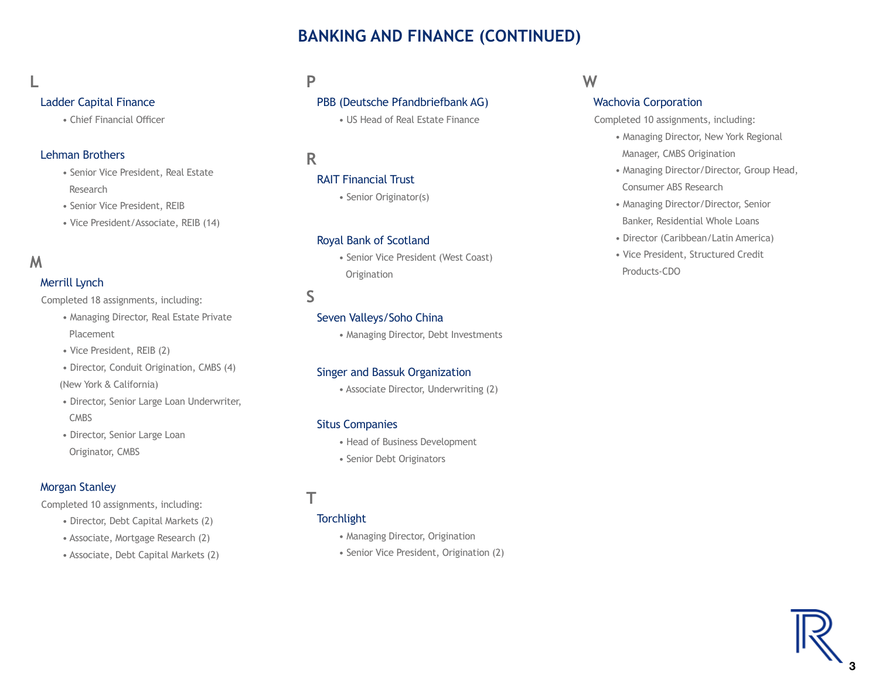# BANKING AND FINANCE (CONTINUED)

## L

### Ladder Capital Finance

- Chief Financial Officer

### Lehman Brothers

- Senior Vice President, Real Estate Research
- Senior Vice President, REIB
- Vice President/Associate, REIB (14)

## M

### Merrill Lynch

Completed 18 assignments, including:

- Managing Director, Real Estate Private Placement
- Vice President, REIB (2)
- Director, Conduit Origination, CMBS (4) (New York & California)
- Director, Senior Large Loan Underwriter, CMBS
- Director, Senior Large Loan Originator, CMBS

### Morgan Stanley

Completed 10 assignments, including:

- Director, Debt Capital Markets (2)
- Associate, Mortgage Research (2)
- Associate, Debt Capital Markets (2)

## P

### PBB (Deutsche Pfandbriefbank AG)

- US Head of Real Estate Finance

## R

### RAIT Financial Trust

- Senior Originator(s)

### Royal Bank of Scotland

- Senior Vice President (West Coast) Origination

## S

### Seven Valleys/Soho China

- Managing Director, Debt Investments

### Singer and Bassuk Organization

- Associate Director, Underwriting (2)

### Situs Companies

- Head of Business Development
- Senior Debt Originators

## T

### Torchlight

- Managing Director, Origination
- Senior Vice President, Origination (2)

## W

### Wachovia Corporation

Completed 10 assignments, including:

- Managing Director, New York Regional Manager, CMBS Origination
- Managing Director/Director, Group Head, Consumer ABS Research
- Managing Director/Director, Senior Banker, Residential Whole Loans
- Director (Caribbean/Latin America)
- Vice President, Structured Credit Products-CDO